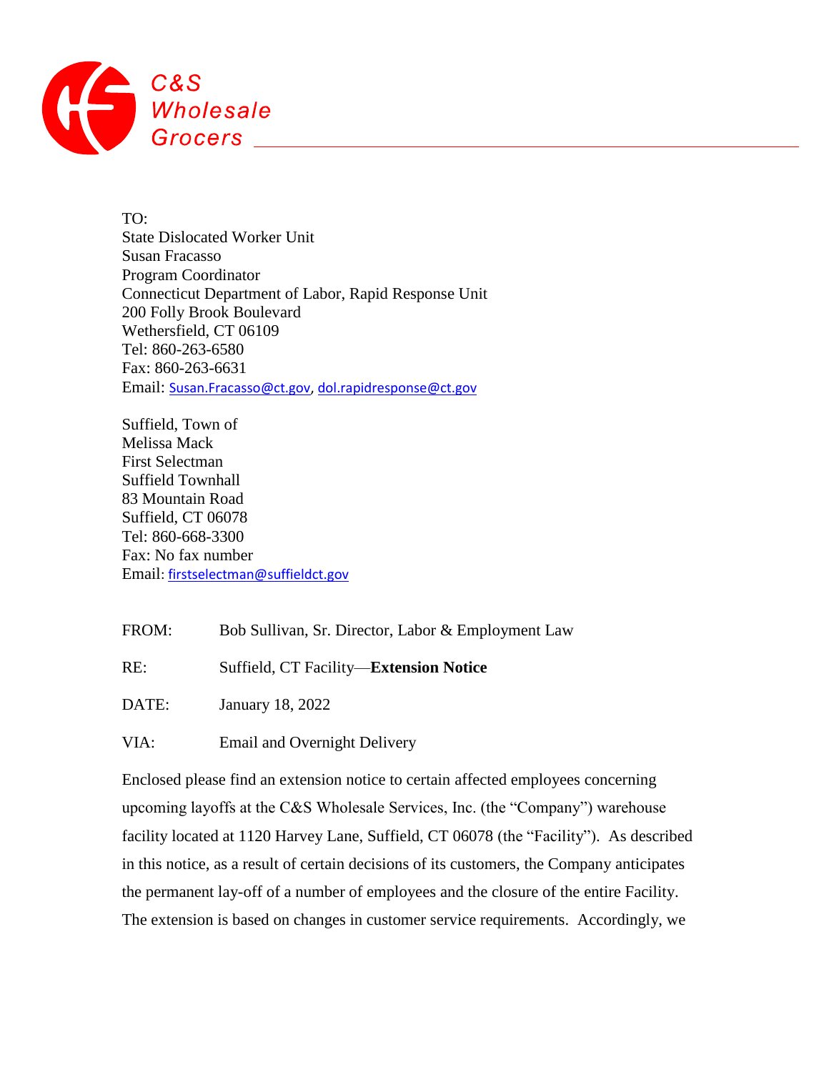C&S Wholesale Grocers

TO:
State Dislocated Worker Unit
Susan Fracasso
Program Coordinator
Connecticut Department of Labor, Rapid Response Unit
200 Folly Brook Boulevard
Wethersfield, CT 06109
Tel: 860-263-6580
Fax: 860-263-6631
Email: Susan.Fracasso@ct.gov, dol.rapidresponse@ct.gov

Suffield, Town of
Melissa Mack
First Selectman
Suffield Townhall
83 Mountain Road
Suffield, CT 06078
Tel: 860-668-3300
Fax: No fax number
Email: firstselectman@suffieldct.gov

FROM: Bob Sullivan, Sr. Director, Labor & Employment Law

RE: Suffield, CT Facility—**Extension Notice**

DATE: January 18, 2022

VIA: Email and Overnight Delivery

Enclosed please find an extension notice to certain affected employees concerning upcoming layoffs at the C&S Wholesale Services, Inc. (the "Company") warehouse facility located at 1120 Harvey Lane, Suffield, CT 06078 (the "Facility"). As described in this notice, as a result of certain decisions of its customers, the Company anticipates the permanent lay-off of a number of employees and the closure of the entire Facility. The extension is based on changes in customer service requirements. Accordingly, we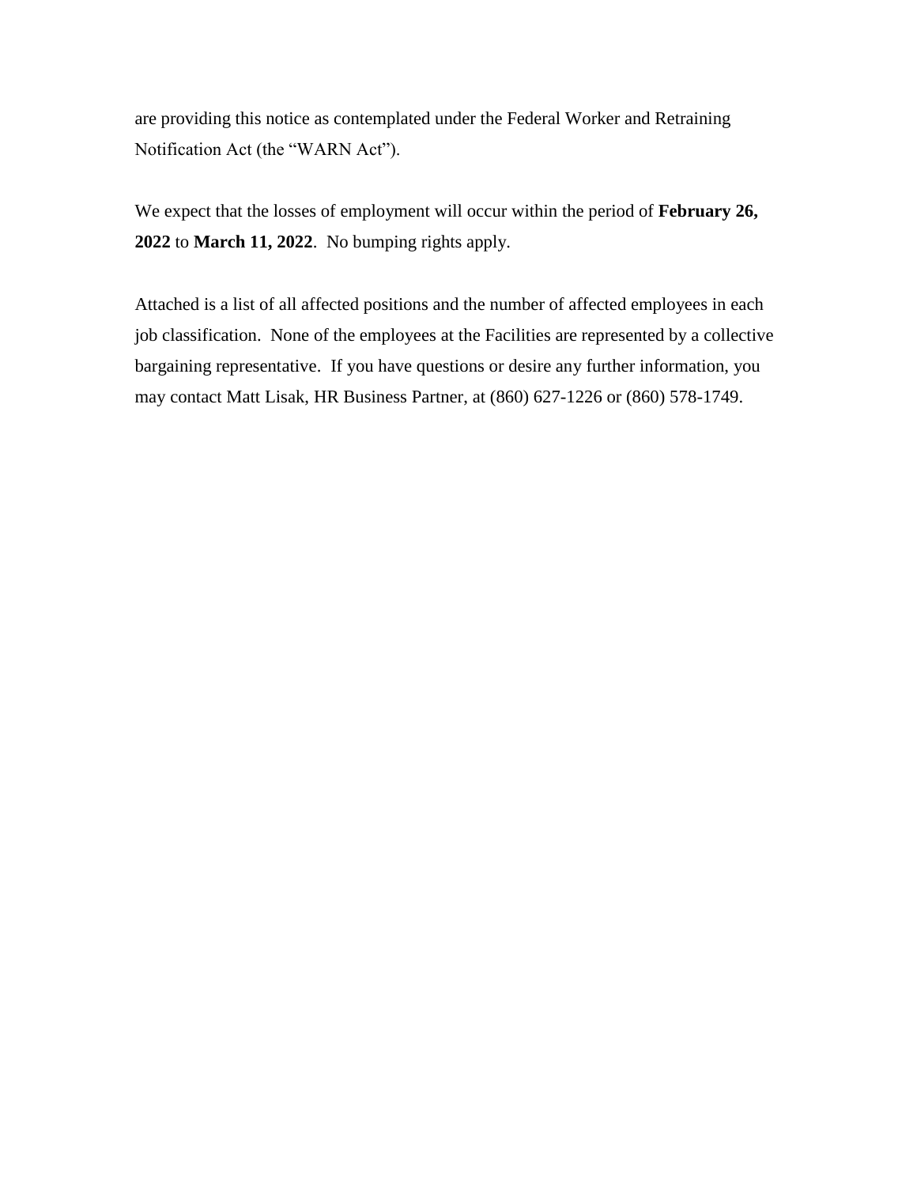are providing this notice as contemplated under the Federal Worker and Retraining Notification Act (the "WARN Act").

We expect that the losses of employment will occur within the period of **February 26, 2022** to **March 11, 2022**. No bumping rights apply.

Attached is a list of all affected positions and the number of affected employees in each job classification. None of the employees at the Facilities are represented by a collective bargaining representative. If you have questions or desire any further information, you may contact Matt Lisak, HR Business Partner, at (860) 627-1226 or (860) 578-1749.